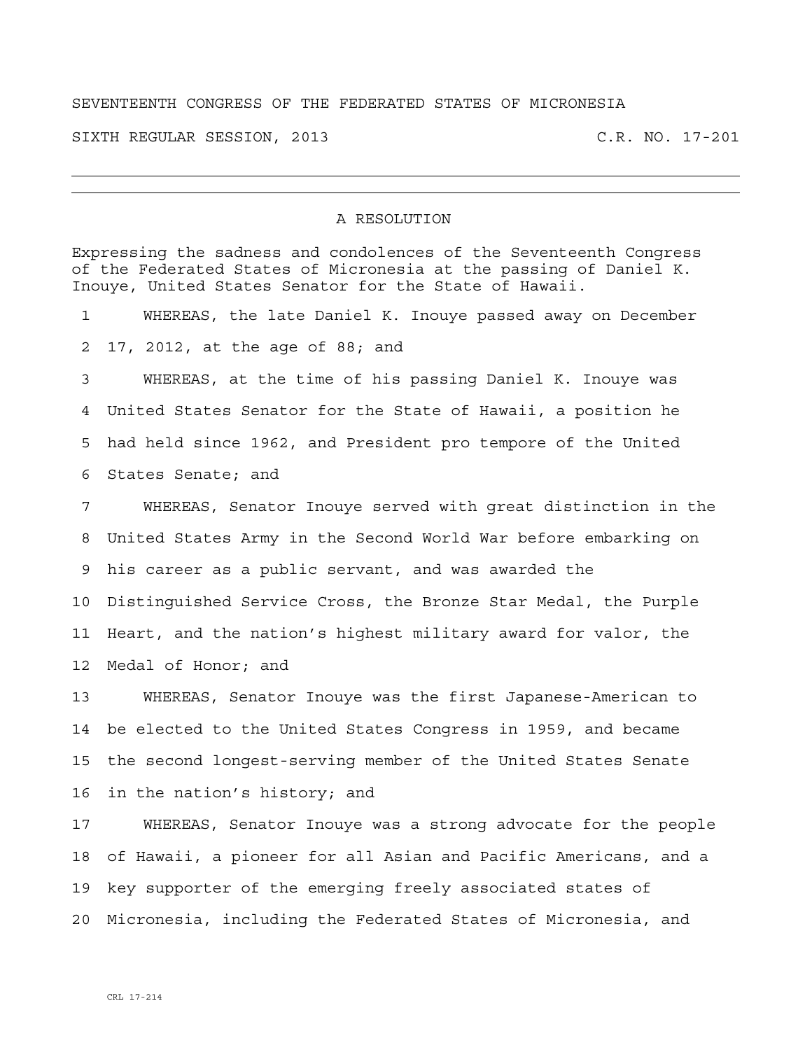SEVENTEENTH CONGRESS OF THE FEDERATED STATES OF MICRONESIA

SIXTH REGULAR SESSION, 2013 C.R. NO. 17-201

---

## A RESOLUTION

Expressing the sadness and condolences of the Seventeenth Congress of the Federated States of Micronesia at the passing of Daniel K. Inouye, United States Senator for the State of Hawaii.

1 WHEREAS, the late Daniel K. Inouye passed away on December
2 17, 2012, at the age of 88; and

3 WHEREAS, at the time of his passing Daniel K. Inouye was
4 United States Senator for the State of Hawaii, a position he
5 had held since 1962, and President pro tempore of the United
6 States Senate; and

7 WHEREAS, Senator Inouye served with great distinction in the
8 United States Army in the Second World War before embarking on
9 his career as a public servant, and was awarded the
10 Distinguished Service Cross, the Bronze Star Medal, the Purple
11 Heart, and the nation's highest military award for valor, the
12 Medal of Honor; and

13 WHEREAS, Senator Inouye was the first Japanese-American to
14 be elected to the United States Congress in 1959, and became
15 the second longest-serving member of the United States Senate
16 in the nation's history; and

17 WHEREAS, Senator Inouye was a strong advocate for the people
18 of Hawaii, a pioneer for all Asian and Pacific Americans, and a
19 key supporter of the emerging freely associated states of
20 Micronesia, including the Federated States of Micronesia, and

CRL 17-214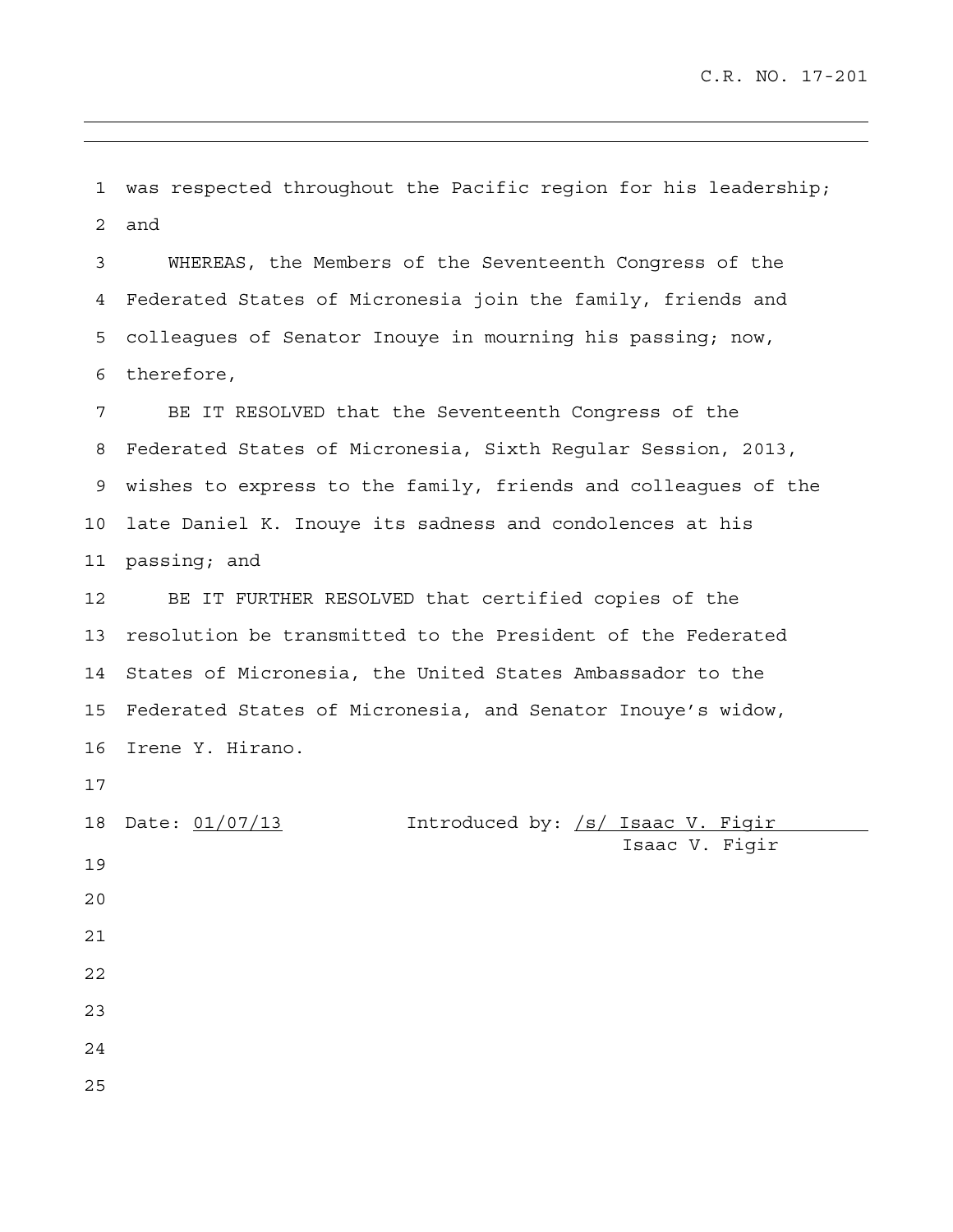was respected throughout the Pacific region for his leadership; and

WHEREAS, the Members of the Seventeenth Congress of the Federated States of Micronesia join the family, friends and colleagues of Senator Inouye in mourning his passing; now, therefore,

BE IT RESOLVED that the Seventeenth Congress of the Federated States of Micronesia, Sixth Regular Session, 2013, wishes to express to the family, friends and colleagues of the late Daniel K. Inouye its sadness and condolences at his passing; and

BE IT FURTHER RESOLVED that certified copies of the resolution be transmitted to the President of the Federated States of Micronesia, the United States Ambassador to the Federated States of Micronesia, and Senator Inouye's widow, Irene Y. Hirano.

Date: 01/07/13 Introduced by: /s/ Isaac V. Figir

Isaac V. Figir